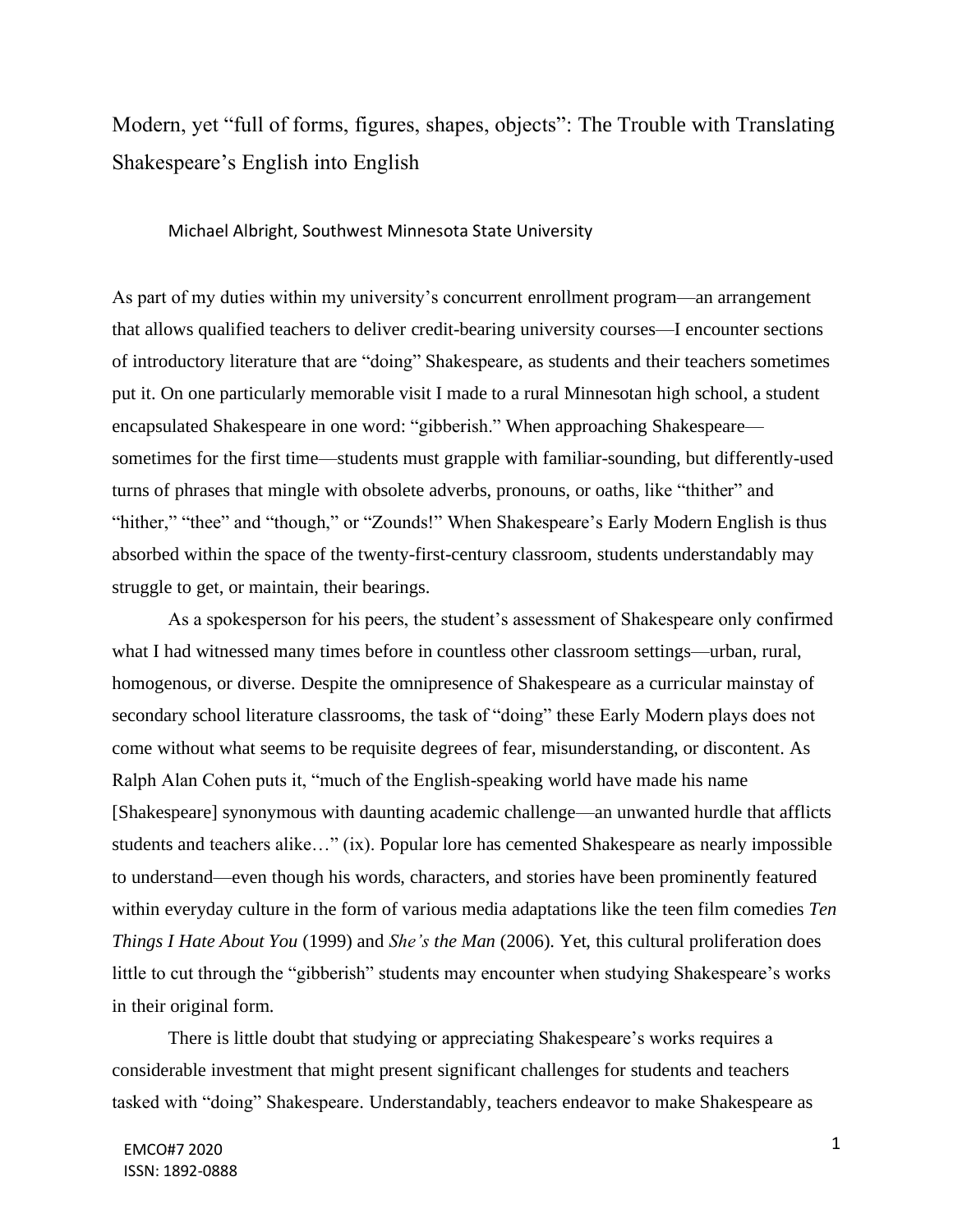# Modern, yet "full of forms, figures, shapes, objects": The Trouble with Translating Shakespeare's English into English

Michael Albright, Southwest Minnesota State University

As part of my duties within my university's concurrent enrollment program—an arrangement that allows qualified teachers to deliver credit-bearing university courses—I encounter sections of introductory literature that are "doing" Shakespeare, as students and their teachers sometimes put it. On one particularly memorable visit I made to a rural Minnesotan high school, a student encapsulated Shakespeare in one word: "gibberish." When approaching Shakespeare—sometimes for the first time—students must grapple with familiar-sounding, but differently-used turns of phrases that mingle with obsolete adverbs, pronouns, or oaths, like "thither" and "hither," "thee" and "though," or "Zounds!" When Shakespeare's Early Modern English is thus absorbed within the space of the twenty-first-century classroom, students understandably may struggle to get, or maintain, their bearings.

As a spokesperson for his peers, the student's assessment of Shakespeare only confirmed what I had witnessed many times before in countless other classroom settings—urban, rural, homogenous, or diverse. Despite the omnipresence of Shakespeare as a curricular mainstay of secondary school literature classrooms, the task of "doing" these Early Modern plays does not come without what seems to be requisite degrees of fear, misunderstanding, or discontent. As Ralph Alan Cohen puts it, "much of the English-speaking world have made his name [Shakespeare] synonymous with daunting academic challenge—an unwanted hurdle that afflicts students and teachers alike…" (ix). Popular lore has cemented Shakespeare as nearly impossible to understand—even though his words, characters, and stories have been prominently featured within everyday culture in the form of various media adaptations like the teen film comedies *Ten Things I Hate About You* (1999) and *She's the Man* (2006). Yet, this cultural proliferation does little to cut through the "gibberish" students may encounter when studying Shakespeare's works in their original form.

There is little doubt that studying or appreciating Shakespeare's works requires a considerable investment that might present significant challenges for students and teachers tasked with "doing" Shakespeare. Understandably, teachers endeavor to make Shakespeare as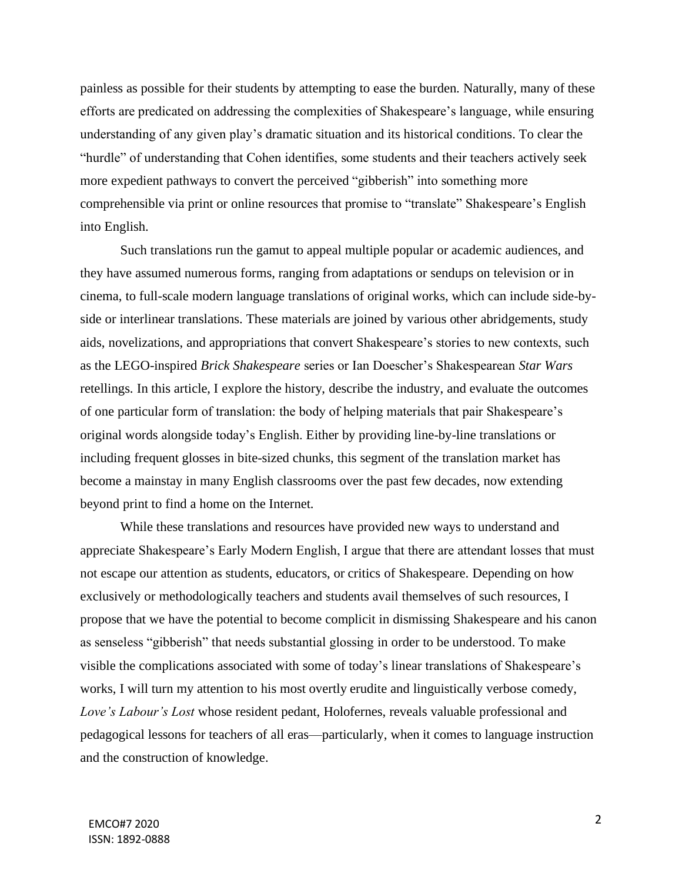painless as possible for their students by attempting to ease the burden. Naturally, many of these efforts are predicated on addressing the complexities of Shakespeare's language, while ensuring understanding of any given play's dramatic situation and its historical conditions. To clear the "hurdle" of understanding that Cohen identifies, some students and their teachers actively seek more expedient pathways to convert the perceived "gibberish" into something more comprehensible via print or online resources that promise to "translate" Shakespeare's English into English.

Such translations run the gamut to appeal multiple popular or academic audiences, and they have assumed numerous forms, ranging from adaptations or sendups on television or in cinema, to full-scale modern language translations of original works, which can include side-by-side or interlinear translations. These materials are joined by various other abridgements, study aids, novelizations, and appropriations that convert Shakespeare's stories to new contexts, such as the LEGO-inspired *Brick Shakespeare* series or Ian Doescher's Shakespearean *Star Wars* retellings. In this article, I explore the history, describe the industry, and evaluate the outcomes of one particular form of translation: the body of helping materials that pair Shakespeare's original words alongside today's English. Either by providing line-by-line translations or including frequent glosses in bite-sized chunks, this segment of the translation market has become a mainstay in many English classrooms over the past few decades, now extending beyond print to find a home on the Internet.

While these translations and resources have provided new ways to understand and appreciate Shakespeare's Early Modern English, I argue that there are attendant losses that must not escape our attention as students, educators, or critics of Shakespeare. Depending on how exclusively or methodologically teachers and students avail themselves of such resources, I propose that we have the potential to become complicit in dismissing Shakespeare and his canon as senseless "gibberish" that needs substantial glossing in order to be understood. To make visible the complications associated with some of today's linear translations of Shakespeare's works, I will turn my attention to his most overtly erudite and linguistically verbose comedy, *Love's Labour's Lost* whose resident pedant, Holofernes, reveals valuable professional and pedagogical lessons for teachers of all eras—particularly, when it comes to language instruction and the construction of knowledge.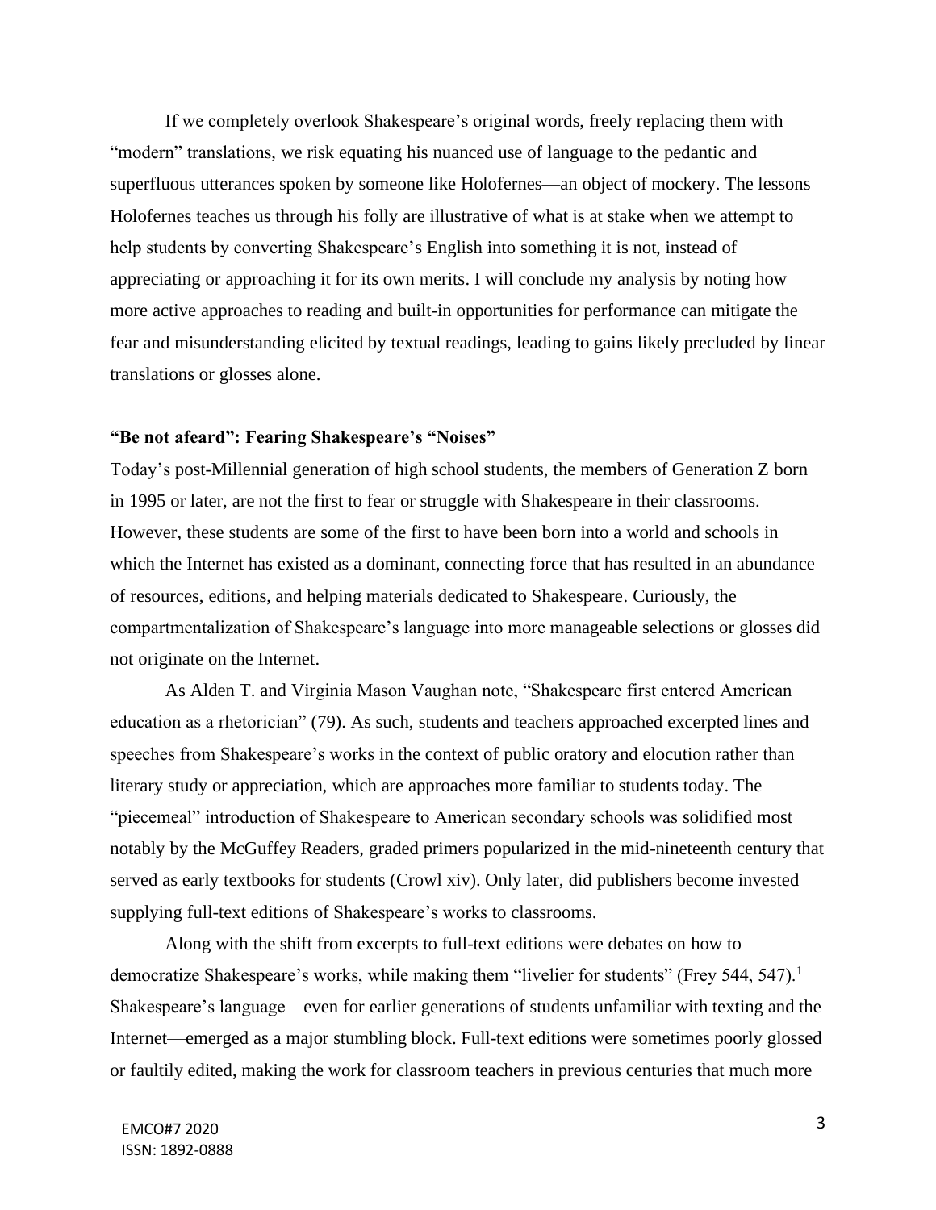If we completely overlook Shakespeare's original words, freely replacing them with "modern" translations, we risk equating his nuanced use of language to the pedantic and superfluous utterances spoken by someone like Holofernes—an object of mockery. The lessons Holofernes teaches us through his folly are illustrative of what is at stake when we attempt to help students by converting Shakespeare's English into something it is not, instead of appreciating or approaching it for its own merits. I will conclude my analysis by noting how more active approaches to reading and built-in opportunities for performance can mitigate the fear and misunderstanding elicited by textual readings, leading to gains likely precluded by linear translations or glosses alone.

### "Be not afeard": Fearing Shakespeare's "Noises"

Today's post-Millennial generation of high school students, the members of Generation Z born in 1995 or later, are not the first to fear or struggle with Shakespeare in their classrooms. However, these students are some of the first to have been born into a world and schools in which the Internet has existed as a dominant, connecting force that has resulted in an abundance of resources, editions, and helping materials dedicated to Shakespeare. Curiously, the compartmentalization of Shakespeare's language into more manageable selections or glosses did not originate on the Internet.

As Alden T. and Virginia Mason Vaughan note, "Shakespeare first entered American education as a rhetorician" (79). As such, students and teachers approached excerpted lines and speeches from Shakespeare's works in the context of public oratory and elocution rather than literary study or appreciation, which are approaches more familiar to students today. The "piecemeal" introduction of Shakespeare to American secondary schools was solidified most notably by the McGuffey Readers, graded primers popularized in the mid-nineteenth century that served as early textbooks for students (Crowl xiv). Only later, did publishers become invested supplying full-text editions of Shakespeare's works to classrooms.

Along with the shift from excerpts to full-text editions were debates on how to democratize Shakespeare's works, while making them "livelier for students" (Frey 544, 547).[1] Shakespeare's language—even for earlier generations of students unfamiliar with texting and the Internet—emerged as a major stumbling block. Full-text editions were sometimes poorly glossed or faultily edited, making the work for classroom teachers in previous centuries that much more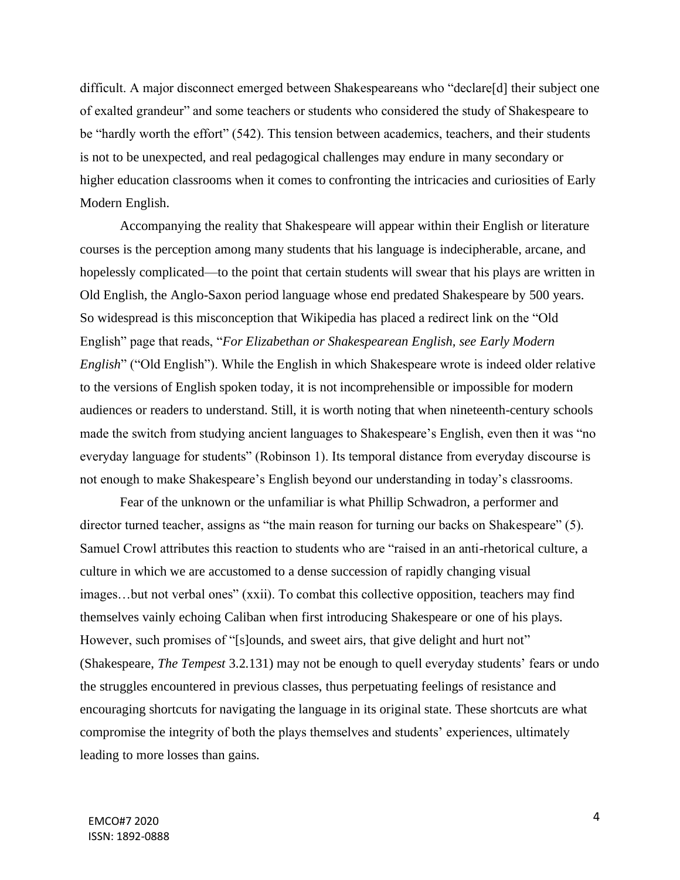difficult. A major disconnect emerged between Shakespeareans who "declare[d] their subject one of exalted grandeur" and some teachers or students who considered the study of Shakespeare to be "hardly worth the effort" (542). This tension between academics, teachers, and their students is not to be unexpected, and real pedagogical challenges may endure in many secondary or higher education classrooms when it comes to confronting the intricacies and curiosities of Early Modern English.

Accompanying the reality that Shakespeare will appear within their English or literature courses is the perception among many students that his language is indecipherable, arcane, and hopelessly complicated—to the point that certain students will swear that his plays are written in Old English, the Anglo-Saxon period language whose end predated Shakespeare by 500 years. So widespread is this misconception that Wikipedia has placed a redirect link on the "Old English" page that reads, "*For Elizabethan or Shakespearean English, see Early Modern English*" ("Old English"). While the English in which Shakespeare wrote is indeed older relative to the versions of English spoken today, it is not incomprehensible or impossible for modern audiences or readers to understand. Still, it is worth noting that when nineteenth-century schools made the switch from studying ancient languages to Shakespeare's English, even then it was "no everyday language for students" (Robinson 1). Its temporal distance from everyday discourse is not enough to make Shakespeare's English beyond our understanding in today's classrooms.

Fear of the unknown or the unfamiliar is what Phillip Schwadron, a performer and director turned teacher, assigns as "the main reason for turning our backs on Shakespeare" (5). Samuel Crowl attributes this reaction to students who are "raised in an anti-rhetorical culture, a culture in which we are accustomed to a dense succession of rapidly changing visual images…but not verbal ones" (xxii). To combat this collective opposition, teachers may find themselves vainly echoing Caliban when first introducing Shakespeare or one of his plays. However, such promises of "[s]ounds, and sweet airs, that give delight and hurt not" (Shakespeare, *The Tempest* 3.2.131) may not be enough to quell everyday students' fears or undo the struggles encountered in previous classes, thus perpetuating feelings of resistance and encouraging shortcuts for navigating the language in its original state. These shortcuts are what compromise the integrity of both the plays themselves and students' experiences, ultimately leading to more losses than gains.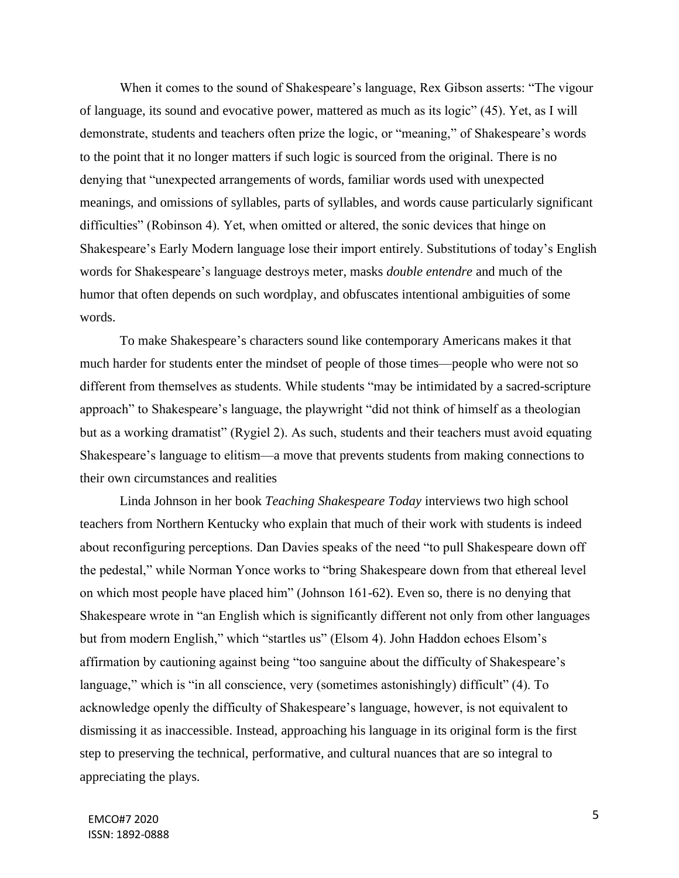When it comes to the sound of Shakespeare's language, Rex Gibson asserts: "The vigour of language, its sound and evocative power, mattered as much as its logic" (45). Yet, as I will demonstrate, students and teachers often prize the logic, or "meaning," of Shakespeare's words to the point that it no longer matters if such logic is sourced from the original. There is no denying that "unexpected arrangements of words, familiar words used with unexpected meanings, and omissions of syllables, parts of syllables, and words cause particularly significant difficulties" (Robinson 4). Yet, when omitted or altered, the sonic devices that hinge on Shakespeare's Early Modern language lose their import entirely. Substitutions of today's English words for Shakespeare's language destroys meter, masks *double entendre* and much of the humor that often depends on such wordplay, and obfuscates intentional ambiguities of some words.

To make Shakespeare's characters sound like contemporary Americans makes it that much harder for students enter the mindset of people of those times—people who were not so different from themselves as students. While students "may be intimidated by a sacred-scripture approach" to Shakespeare's language, the playwright "did not think of himself as a theologian but as a working dramatist" (Rygiel 2). As such, students and their teachers must avoid equating Shakespeare's language to elitism—a move that prevents students from making connections to their own circumstances and realities

Linda Johnson in her book *Teaching Shakespeare Today* interviews two high school teachers from Northern Kentucky who explain that much of their work with students is indeed about reconfiguring perceptions. Dan Davies speaks of the need "to pull Shakespeare down off the pedestal," while Norman Yonce works to "bring Shakespeare down from that ethereal level on which most people have placed him" (Johnson 161-62). Even so, there is no denying that Shakespeare wrote in "an English which is significantly different not only from other languages but from modern English," which "startles us" (Elsom 4). John Haddon echoes Elsom's affirmation by cautioning against being "too sanguine about the difficulty of Shakespeare's language," which is "in all conscience, very (sometimes astonishingly) difficult" (4). To acknowledge openly the difficulty of Shakespeare's language, however, is not equivalent to dismissing it as inaccessible. Instead, approaching his language in its original form is the first step to preserving the technical, performative, and cultural nuances that are so integral to appreciating the plays.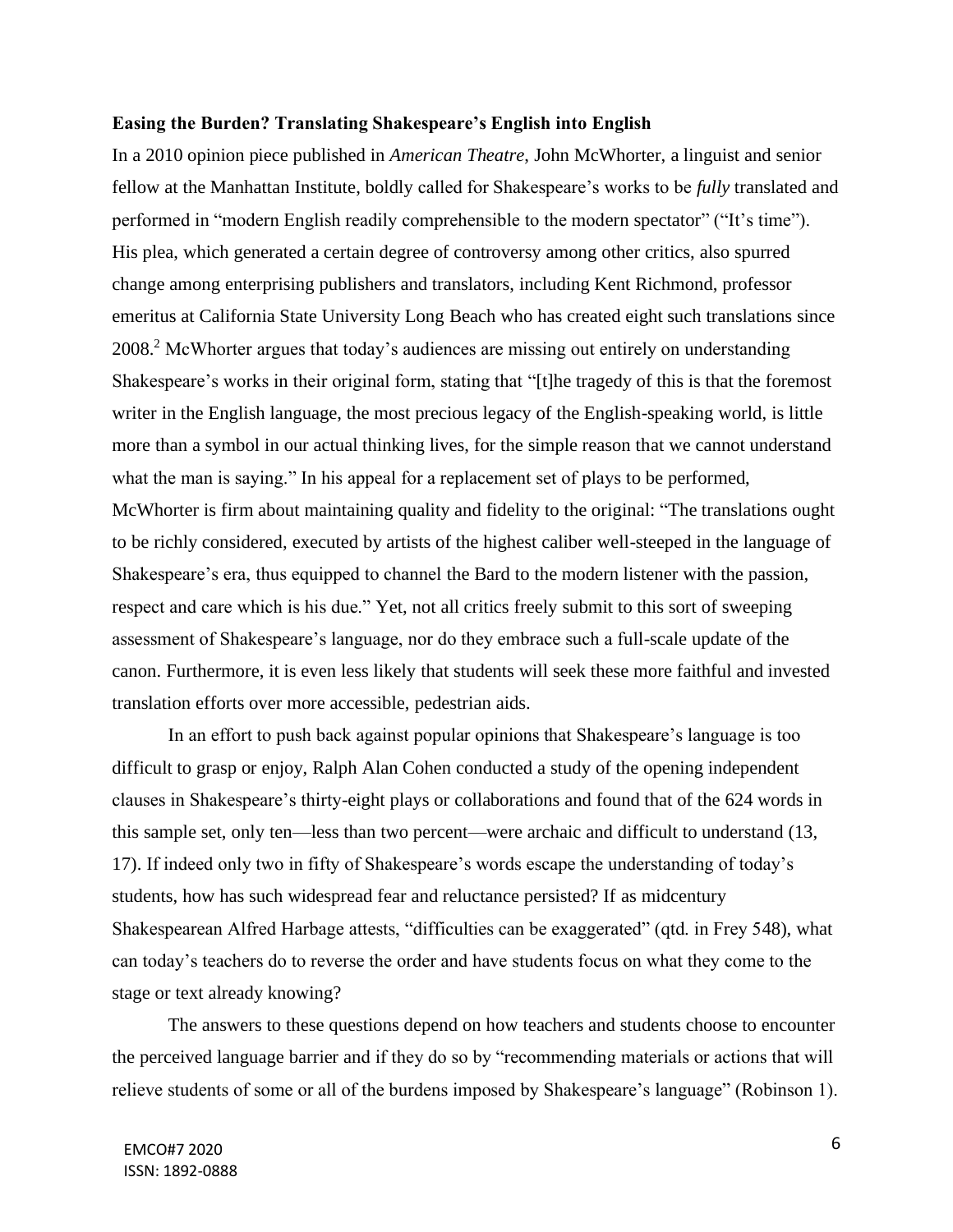**Easing the Burden? Translating Shakespeare's English into English**

In a 2010 opinion piece published in *American Theatre*, John McWhorter, a linguist and senior fellow at the Manhattan Institute, boldly called for Shakespeare's works to be *fully* translated and performed in "modern English readily comprehensible to the modern spectator" ("It's time"). His plea, which generated a certain degree of controversy among other critics, also spurred change among enterprising publishers and translators, including Kent Richmond, professor emeritus at California State University Long Beach who has created eight such translations since 2008.[2] McWhorter argues that today's audiences are missing out entirely on understanding Shakespeare's works in their original form, stating that "[t]he tragedy of this is that the foremost writer in the English language, the most precious legacy of the English-speaking world, is little more than a symbol in our actual thinking lives, for the simple reason that we cannot understand what the man is saying." In his appeal for a replacement set of plays to be performed, McWhorter is firm about maintaining quality and fidelity to the original: "The translations ought to be richly considered, executed by artists of the highest caliber well-steeped in the language of Shakespeare's era, thus equipped to channel the Bard to the modern listener with the passion, respect and care which is his due." Yet, not all critics freely submit to this sort of sweeping assessment of Shakespeare's language, nor do they embrace such a full-scale update of the canon. Furthermore, it is even less likely that students will seek these more faithful and invested translation efforts over more accessible, pedestrian aids.

In an effort to push back against popular opinions that Shakespeare's language is too difficult to grasp or enjoy, Ralph Alan Cohen conducted a study of the opening independent clauses in Shakespeare's thirty-eight plays or collaborations and found that of the 624 words in this sample set, only ten—less than two percent—were archaic and difficult to understand (13, 17). If indeed only two in fifty of Shakespeare's words escape the understanding of today's students, how has such widespread fear and reluctance persisted? If as midcentury Shakespearean Alfred Harbage attests, "difficulties can be exaggerated" (qtd. in Frey 548), what can today's teachers do to reverse the order and have students focus on what they come to the stage or text already knowing?

The answers to these questions depend on how teachers and students choose to encounter the perceived language barrier and if they do so by "recommending materials or actions that will relieve students of some or all of the burdens imposed by Shakespeare's language" (Robinson 1).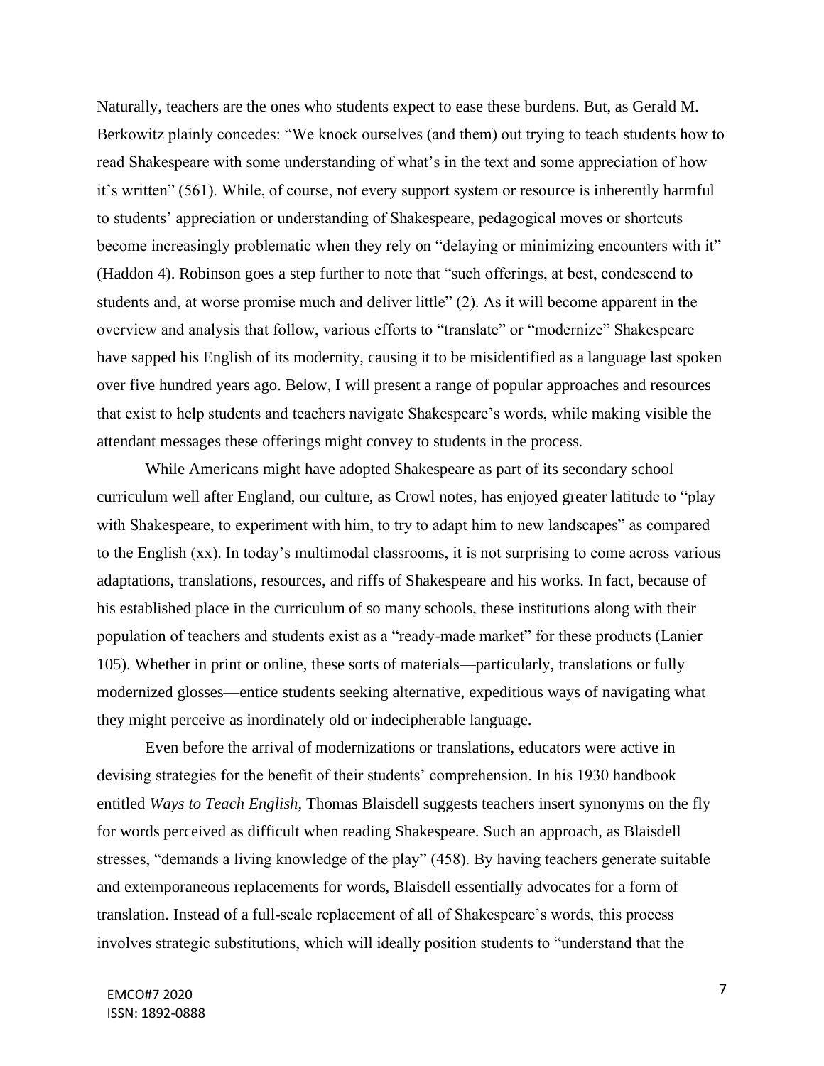Naturally, teachers are the ones who students expect to ease these burdens. But, as Gerald M. Berkowitz plainly concedes: "We knock ourselves (and them) out trying to teach students how to read Shakespeare with some understanding of what's in the text and some appreciation of how it's written" (561). While, of course, not every support system or resource is inherently harmful to students' appreciation or understanding of Shakespeare, pedagogical moves or shortcuts become increasingly problematic when they rely on "delaying or minimizing encounters with it" (Haddon 4). Robinson goes a step further to note that "such offerings, at best, condescend to students and, at worse promise much and deliver little" (2). As it will become apparent in the overview and analysis that follow, various efforts to "translate" or "modernize" Shakespeare have sapped his English of its modernity, causing it to be misidentified as a language last spoken over five hundred years ago. Below, I will present a range of popular approaches and resources that exist to help students and teachers navigate Shakespeare's words, while making visible the attendant messages these offerings might convey to students in the process.

While Americans might have adopted Shakespeare as part of its secondary school curriculum well after England, our culture, as Crowl notes, has enjoyed greater latitude to "play with Shakespeare, to experiment with him, to try to adapt him to new landscapes" as compared to the English (xx). In today's multimodal classrooms, it is not surprising to come across various adaptations, translations, resources, and riffs of Shakespeare and his works. In fact, because of his established place in the curriculum of so many schools, these institutions along with their population of teachers and students exist as a "ready-made market" for these products (Lanier 105). Whether in print or online, these sorts of materials—particularly, translations or fully modernized glosses—entice students seeking alternative, expeditious ways of navigating what they might perceive as inordinately old or indecipherable language.

Even before the arrival of modernizations or translations, educators were active in devising strategies for the benefit of their students' comprehension. In his 1930 handbook entitled *Ways to Teach English*, Thomas Blaisdell suggests teachers insert synonyms on the fly for words perceived as difficult when reading Shakespeare. Such an approach, as Blaisdell stresses, "demands a living knowledge of the play" (458). By having teachers generate suitable and extemporaneous replacements for words, Blaisdell essentially advocates for a form of translation. Instead of a full-scale replacement of all of Shakespeare's words, this process involves strategic substitutions, which will ideally position students to "understand that the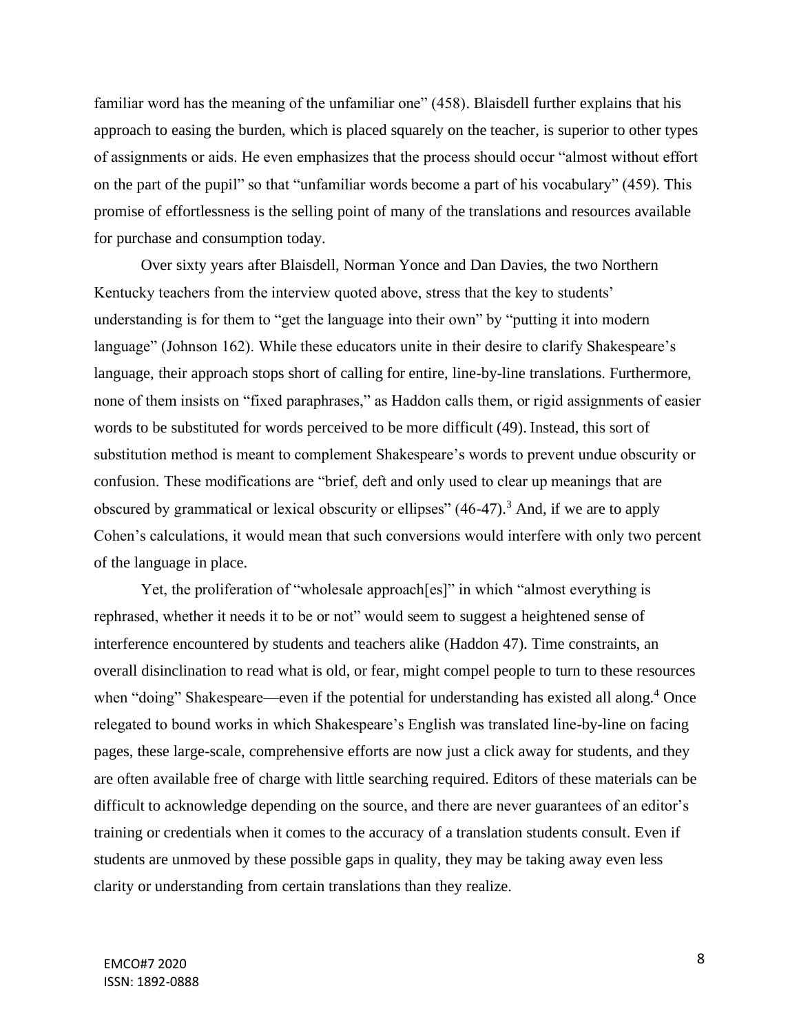familiar word has the meaning of the unfamiliar one" (458). Blaisdell further explains that his approach to easing the burden, which is placed squarely on the teacher, is superior to other types of assignments or aids. He even emphasizes that the process should occur "almost without effort on the part of the pupil" so that "unfamiliar words become a part of his vocabulary" (459). This promise of effortlessness is the selling point of many of the translations and resources available for purchase and consumption today.

Over sixty years after Blaisdell, Norman Yonce and Dan Davies, the two Northern Kentucky teachers from the interview quoted above, stress that the key to students' understanding is for them to "get the language into their own" by "putting it into modern language" (Johnson 162). While these educators unite in their desire to clarify Shakespeare's language, their approach stops short of calling for entire, line-by-line translations. Furthermore, none of them insists on "fixed paraphrases," as Haddon calls them, or rigid assignments of easier words to be substituted for words perceived to be more difficult (49). Instead, this sort of substitution method is meant to complement Shakespeare's words to prevent undue obscurity or confusion. These modifications are "brief, deft and only used to clear up meanings that are obscured by grammatical or lexical obscurity or ellipses" (46-47).[3] And, if we are to apply Cohen's calculations, it would mean that such conversions would interfere with only two percent of the language in place.

Yet, the proliferation of "wholesale approach[es]" in which "almost everything is rephrased, whether it needs it to be or not" would seem to suggest a heightened sense of interference encountered by students and teachers alike (Haddon 47). Time constraints, an overall disinclination to read what is old, or fear, might compel people to turn to these resources when "doing" Shakespeare—even if the potential for understanding has existed all along.[4] Once relegated to bound works in which Shakespeare's English was translated line-by-line on facing pages, these large-scale, comprehensive efforts are now just a click away for students, and they are often available free of charge with little searching required. Editors of these materials can be difficult to acknowledge depending on the source, and there are never guarantees of an editor's training or credentials when it comes to the accuracy of a translation students consult. Even if students are unmoved by these possible gaps in quality, they may be taking away even less clarity or understanding from certain translations than they realize.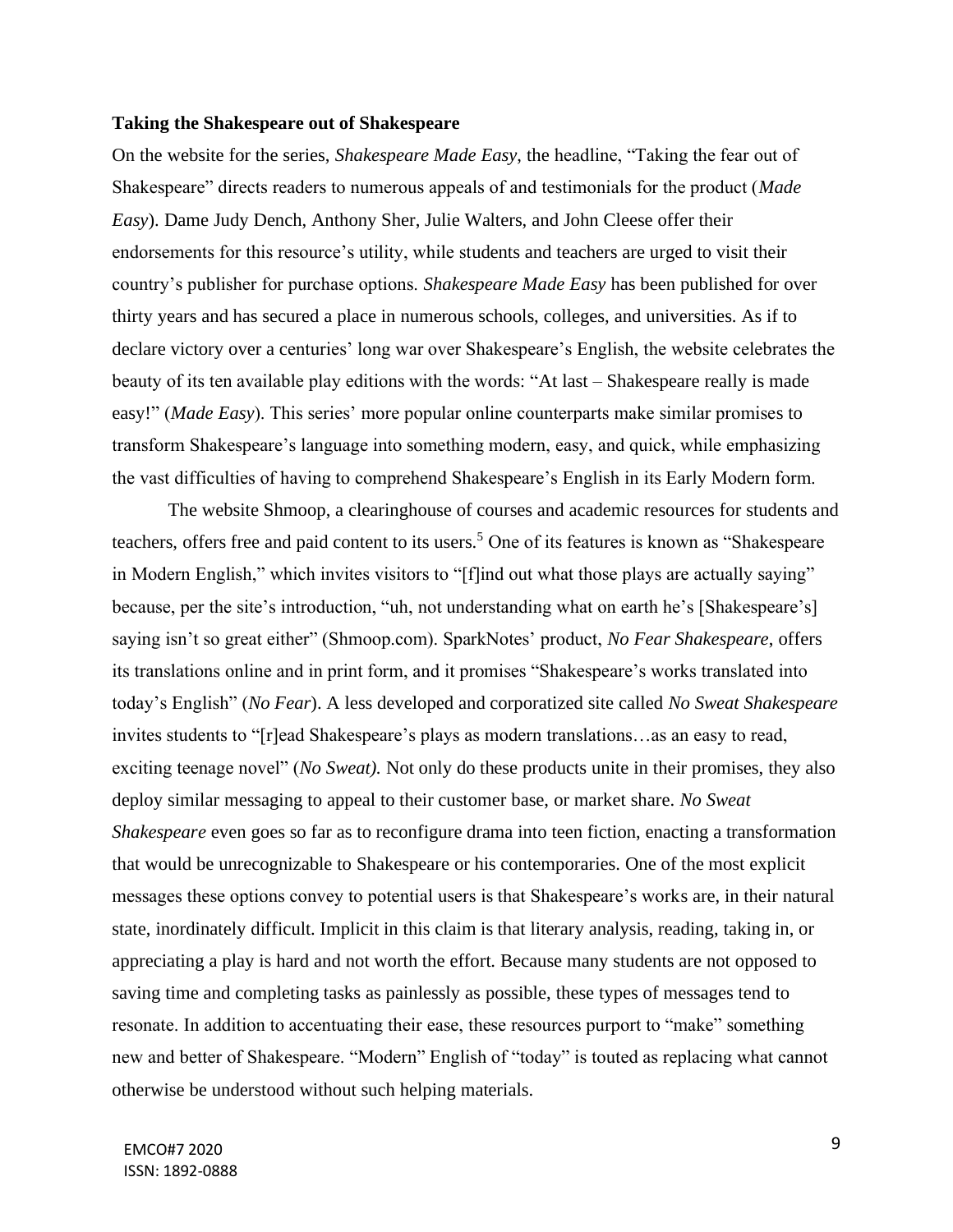**Taking the Shakespeare out of Shakespeare**

On the website for the series, *Shakespeare Made Easy*, the headline, "Taking the fear out of Shakespeare" directs readers to numerous appeals of and testimonials for the product (*Made Easy*). Dame Judy Dench, Anthony Sher, Julie Walters, and John Cleese offer their endorsements for this resource's utility, while students and teachers are urged to visit their country's publisher for purchase options. *Shakespeare Made Easy* has been published for over thirty years and has secured a place in numerous schools, colleges, and universities. As if to declare victory over a centuries' long war over Shakespeare's English, the website celebrates the beauty of its ten available play editions with the words: "At last – Shakespeare really is made easy!" (*Made Easy*). This series' more popular online counterparts make similar promises to transform Shakespeare's language into something modern, easy, and quick, while emphasizing the vast difficulties of having to comprehend Shakespeare's English in its Early Modern form.

The website Shmoop, a clearinghouse of courses and academic resources for students and teachers, offers free and paid content to its users.[5] One of its features is known as "Shakespeare in Modern English," which invites visitors to "[f]ind out what those plays are actually saying" because, per the site's introduction, "uh, not understanding what on earth he's [Shakespeare's] saying isn't so great either" (Shmoop.com). SparkNotes' product, *No Fear Shakespeare*, offers its translations online and in print form, and it promises "Shakespeare's works translated into today's English" (*No Fear*). A less developed and corporatized site called *No Sweat Shakespeare* invites students to "[r]ead Shakespeare's plays as modern translations…as an easy to read, exciting teenage novel" (*No Sweat).* Not only do these products unite in their promises, they also deploy similar messaging to appeal to their customer base, or market share. *No Sweat Shakespeare* even goes so far as to reconfigure drama into teen fiction, enacting a transformation that would be unrecognizable to Shakespeare or his contemporaries. One of the most explicit messages these options convey to potential users is that Shakespeare's works are, in their natural state, inordinately difficult. Implicit in this claim is that literary analysis, reading, taking in, or appreciating a play is hard and not worth the effort. Because many students are not opposed to saving time and completing tasks as painlessly as possible, these types of messages tend to resonate. In addition to accentuating their ease, these resources purport to "make" something new and better of Shakespeare. "Modern" English of "today" is touted as replacing what cannot otherwise be understood without such helping materials.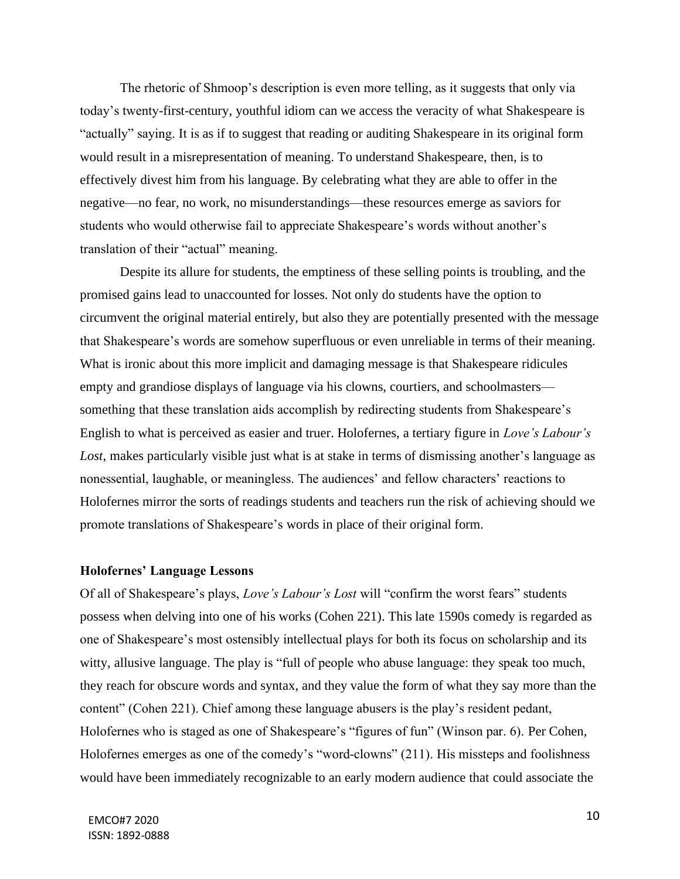The rhetoric of Shmoop's description is even more telling, as it suggests that only via today's twenty-first-century, youthful idiom can we access the veracity of what Shakespeare is "actually" saying. It is as if to suggest that reading or auditing Shakespeare in its original form would result in a misrepresentation of meaning. To understand Shakespeare, then, is to effectively divest him from his language. By celebrating what they are able to offer in the negative—no fear, no work, no misunderstandings—these resources emerge as saviors for students who would otherwise fail to appreciate Shakespeare's words without another's translation of their "actual" meaning.

Despite its allure for students, the emptiness of these selling points is troubling, and the promised gains lead to unaccounted for losses. Not only do students have the option to circumvent the original material entirely, but also they are potentially presented with the message that Shakespeare's words are somehow superfluous or even unreliable in terms of their meaning. What is ironic about this more implicit and damaging message is that Shakespeare ridicules empty and grandiose displays of language via his clowns, courtiers, and schoolmasters—something that these translation aids accomplish by redirecting students from Shakespeare's English to what is perceived as easier and truer. Holofernes, a tertiary figure in *Love's Labour's Lost*, makes particularly visible just what is at stake in terms of dismissing another's language as nonessential, laughable, or meaningless. The audiences' and fellow characters' reactions to Holofernes mirror the sorts of readings students and teachers run the risk of achieving should we promote translations of Shakespeare's words in place of their original form.

**Holofernes' Language Lessons**

Of all of Shakespeare's plays, *Love's Labour's Lost* will "confirm the worst fears" students possess when delving into one of his works (Cohen 221). This late 1590s comedy is regarded as one of Shakespeare's most ostensibly intellectual plays for both its focus on scholarship and its witty, allusive language. The play is "full of people who abuse language: they speak too much, they reach for obscure words and syntax, and they value the form of what they say more than the content" (Cohen 221). Chief among these language abusers is the play's resident pedant, Holofernes who is staged as one of Shakespeare's "figures of fun" (Winson par. 6). Per Cohen, Holofernes emerges as one of the comedy's "word-clowns" (211). His missteps and foolishness would have been immediately recognizable to an early modern audience that could associate the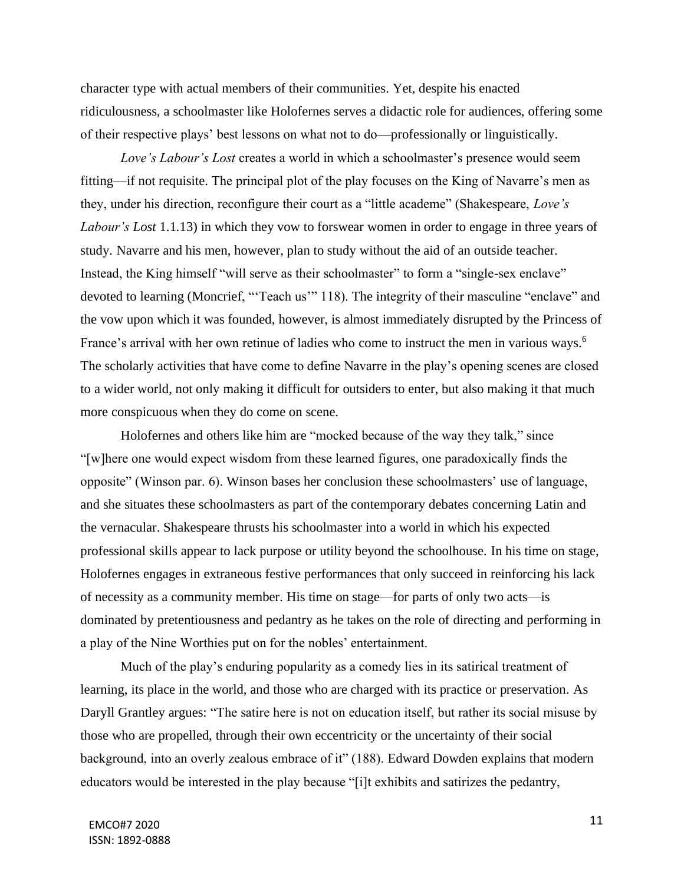character type with actual members of their communities. Yet, despite his enacted ridiculousness, a schoolmaster like Holofernes serves a didactic role for audiences, offering some of their respective plays' best lessons on what not to do—professionally or linguistically.

*Love's Labour's Lost* creates a world in which a schoolmaster's presence would seem fitting—if not requisite. The principal plot of the play focuses on the King of Navarre's men as they, under his direction, reconfigure their court as a "little academe" (Shakespeare, *Love's Labour's Lost* 1.1.13) in which they vow to forswear women in order to engage in three years of study. Navarre and his men, however, plan to study without the aid of an outside teacher. Instead, the King himself "will serve as their schoolmaster" to form a "single-sex enclave" devoted to learning (Moncrief, "'Teach us'" 118). The integrity of their masculine "enclave" and the vow upon which it was founded, however, is almost immediately disrupted by the Princess of France's arrival with her own retinue of ladies who come to instruct the men in various ways.[6] The scholarly activities that have come to define Navarre in the play's opening scenes are closed to a wider world, not only making it difficult for outsiders to enter, but also making it that much more conspicuous when they do come on scene.

Holofernes and others like him are "mocked because of the way they talk," since "[w]here one would expect wisdom from these learned figures, one paradoxically finds the opposite" (Winson par. 6). Winson bases her conclusion these schoolmasters' use of language, and she situates these schoolmasters as part of the contemporary debates concerning Latin and the vernacular. Shakespeare thrusts his schoolmaster into a world in which his expected professional skills appear to lack purpose or utility beyond the schoolhouse. In his time on stage, Holofernes engages in extraneous festive performances that only succeed in reinforcing his lack of necessity as a community member. His time on stage—for parts of only two acts—is dominated by pretentiousness and pedantry as he takes on the role of directing and performing in a play of the Nine Worthies put on for the nobles' entertainment.

Much of the play's enduring popularity as a comedy lies in its satirical treatment of learning, its place in the world, and those who are charged with its practice or preservation. As Daryll Grantley argues: "The satire here is not on education itself, but rather its social misuse by those who are propelled, through their own eccentricity or the uncertainty of their social background, into an overly zealous embrace of it" (188). Edward Dowden explains that modern educators would be interested in the play because "[i]t exhibits and satirizes the pedantry,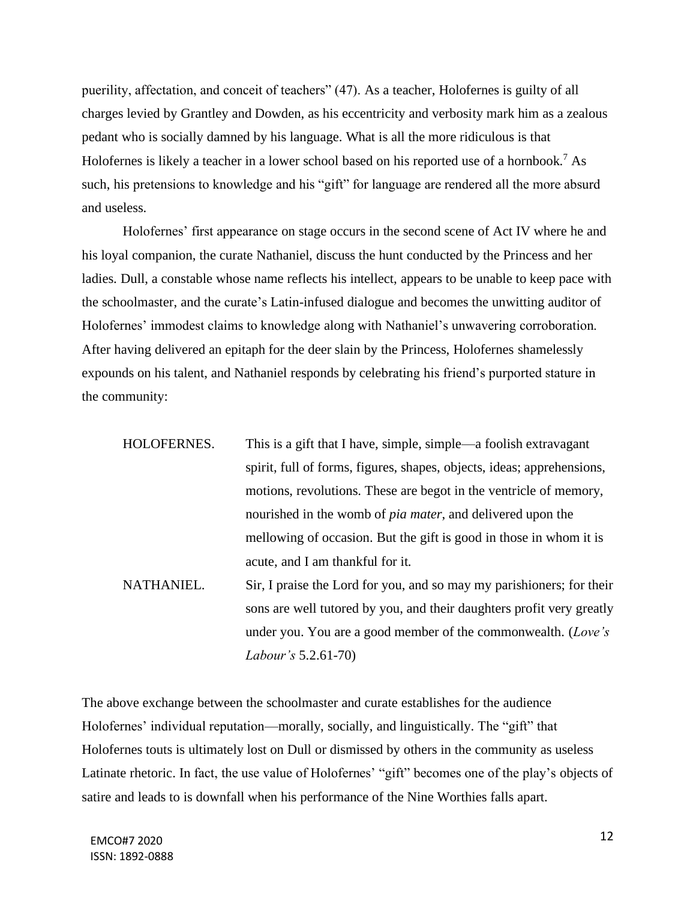puerility, affectation, and conceit of teachers" (47). As a teacher, Holofernes is guilty of all charges levied by Grantley and Dowden, as his eccentricity and verbosity mark him as a zealous pedant who is socially damned by his language. What is all the more ridiculous is that Holofernes is likely a teacher in a lower school based on his reported use of a hornbook.[7] As such, his pretensions to knowledge and his "gift" for language are rendered all the more absurd and useless.

Holofernes' first appearance on stage occurs in the second scene of Act IV where he and his loyal companion, the curate Nathaniel, discuss the hunt conducted by the Princess and her ladies. Dull, a constable whose name reflects his intellect, appears to be unable to keep pace with the schoolmaster, and the curate's Latin-infused dialogue and becomes the unwitting auditor of Holofernes' immodest claims to knowledge along with Nathaniel's unwavering corroboration. After having delivered an epitaph for the deer slain by the Princess, Holofernes shamelessly expounds on his talent, and Nathaniel responds by celebrating his friend's purported stature in the community:

> HOLOFERNES. This is a gift that I have, simple, simple—a foolish extravagant spirit, full of forms, figures, shapes, objects, ideas; apprehensions, motions, revolutions. These are begot in the ventricle of memory, nourished in the womb of *pia mater*, and delivered upon the mellowing of occasion. But the gift is good in those in whom it is acute, and I am thankful for it.
>
> NATHANIEL. Sir, I praise the Lord for you, and so may my parishioners; for their sons are well tutored by you, and their daughters profit very greatly under you. You are a good member of the commonwealth. (*Love's Labour's* 5.2.61-70)

The above exchange between the schoolmaster and curate establishes for the audience Holofernes' individual reputation—morally, socially, and linguistically. The "gift" that Holofernes touts is ultimately lost on Dull or dismissed by others in the community as useless Latinate rhetoric. In fact, the use value of Holofernes' "gift" becomes one of the play's objects of satire and leads to is downfall when his performance of the Nine Worthies falls apart.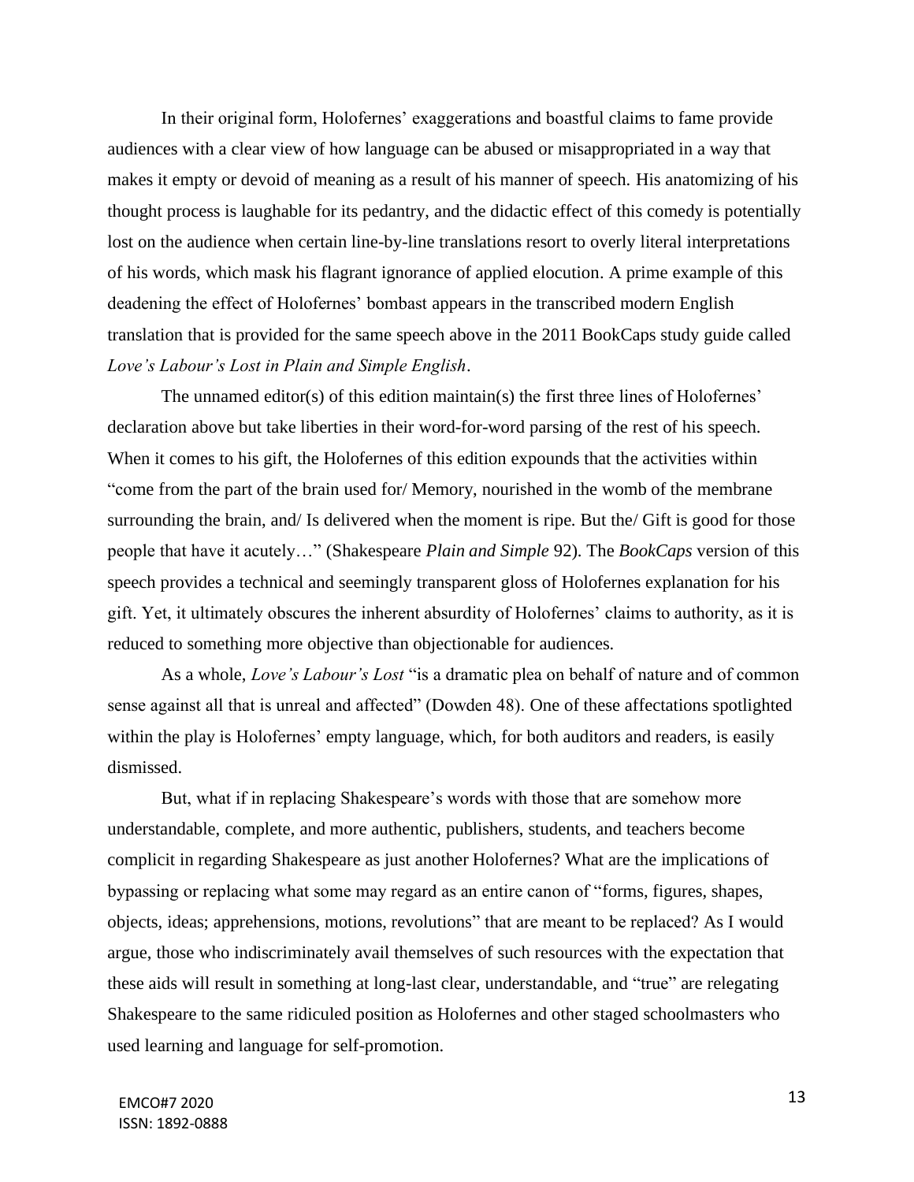In their original form, Holofernes' exaggerations and boastful claims to fame provide audiences with a clear view of how language can be abused or misappropriated in a way that makes it empty or devoid of meaning as a result of his manner of speech. His anatomizing of his thought process is laughable for its pedantry, and the didactic effect of this comedy is potentially lost on the audience when certain line-by-line translations resort to overly literal interpretations of his words, which mask his flagrant ignorance of applied elocution. A prime example of this deadening the effect of Holofernes' bombast appears in the transcribed modern English translation that is provided for the same speech above in the 2011 BookCaps study guide called *Love's Labour's Lost in Plain and Simple English*.

The unnamed editor(s) of this edition maintain(s) the first three lines of Holofernes' declaration above but take liberties in their word-for-word parsing of the rest of his speech. When it comes to his gift, the Holofernes of this edition expounds that the activities within "come from the part of the brain used for/ Memory, nourished in the womb of the membrane surrounding the brain, and/ Is delivered when the moment is ripe. But the/ Gift is good for those people that have it acutely…" (Shakespeare *Plain and Simple* 92). The *BookCaps* version of this speech provides a technical and seemingly transparent gloss of Holofernes explanation for his gift. Yet, it ultimately obscures the inherent absurdity of Holofernes' claims to authority, as it is reduced to something more objective than objectionable for audiences.

As a whole, *Love's Labour's Lost* "is a dramatic plea on behalf of nature and of common sense against all that is unreal and affected" (Dowden 48). One of these affectations spotlighted within the play is Holofernes' empty language, which, for both auditors and readers, is easily dismissed.

But, what if in replacing Shakespeare's words with those that are somehow more understandable, complete, and more authentic, publishers, students, and teachers become complicit in regarding Shakespeare as just another Holofernes? What are the implications of bypassing or replacing what some may regard as an entire canon of "forms, figures, shapes, objects, ideas; apprehensions, motions, revolutions" that are meant to be replaced? As I would argue, those who indiscriminately avail themselves of such resources with the expectation that these aids will result in something at long-last clear, understandable, and "true" are relegating Shakespeare to the same ridiculed position as Holofernes and other staged schoolmasters who used learning and language for self-promotion.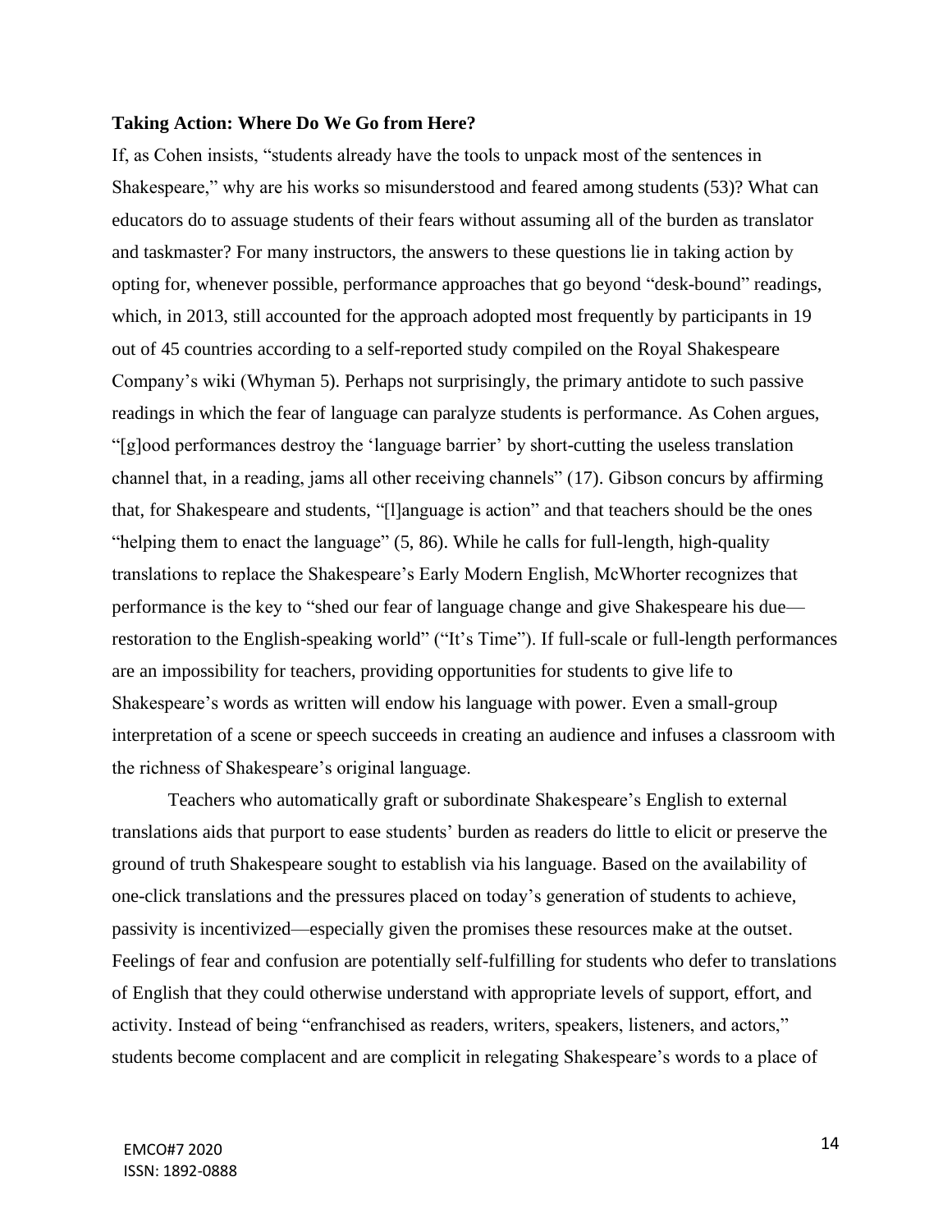### Taking Action: Where Do We Go from Here?

If, as Cohen insists, "students already have the tools to unpack most of the sentences in Shakespeare," why are his works so misunderstood and feared among students (53)? What can educators do to assuage students of their fears without assuming all of the burden as translator and taskmaster? For many instructors, the answers to these questions lie in taking action by opting for, whenever possible, performance approaches that go beyond "desk-bound" readings, which, in 2013, still accounted for the approach adopted most frequently by participants in 19 out of 45 countries according to a self-reported study compiled on the Royal Shakespeare Company's wiki (Whyman 5). Perhaps not surprisingly, the primary antidote to such passive readings in which the fear of language can paralyze students is performance. As Cohen argues, "[g]ood performances destroy the 'language barrier' by short-cutting the useless translation channel that, in a reading, jams all other receiving channels" (17). Gibson concurs by affirming that, for Shakespeare and students, "[l]anguage is action" and that teachers should be the ones "helping them to enact the language" (5, 86). While he calls for full-length, high-quality translations to replace the Shakespeare's Early Modern English, McWhorter recognizes that performance is the key to "shed our fear of language change and give Shakespeare his due—restoration to the English-speaking world" ("It's Time"). If full-scale or full-length performances are an impossibility for teachers, providing opportunities for students to give life to Shakespeare's words as written will endow his language with power. Even a small-group interpretation of a scene or speech succeeds in creating an audience and infuses a classroom with the richness of Shakespeare's original language.

Teachers who automatically graft or subordinate Shakespeare's English to external translations aids that purport to ease students' burden as readers do little to elicit or preserve the ground of truth Shakespeare sought to establish via his language. Based on the availability of one-click translations and the pressures placed on today's generation of students to achieve, passivity is incentivized—especially given the promises these resources make at the outset. Feelings of fear and confusion are potentially self-fulfilling for students who defer to translations of English that they could otherwise understand with appropriate levels of support, effort, and activity. Instead of being "enfranchised as readers, writers, speakers, listeners, and actors," students become complacent and are complicit in relegating Shakespeare's words to a place of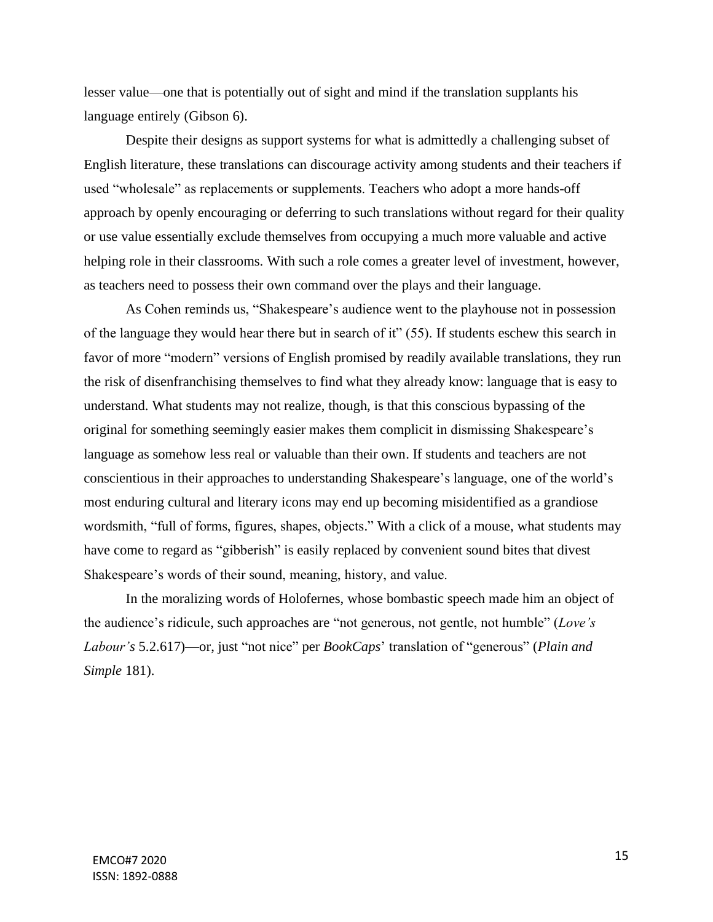lesser value—one that is potentially out of sight and mind if the translation supplants his language entirely (Gibson 6).

Despite their designs as support systems for what is admittedly a challenging subset of English literature, these translations can discourage activity among students and their teachers if used "wholesale" as replacements or supplements. Teachers who adopt a more hands-off approach by openly encouraging or deferring to such translations without regard for their quality or use value essentially exclude themselves from occupying a much more valuable and active helping role in their classrooms. With such a role comes a greater level of investment, however, as teachers need to possess their own command over the plays and their language.

As Cohen reminds us, "Shakespeare's audience went to the playhouse not in possession of the language they would hear there but in search of it" (55). If students eschew this search in favor of more "modern" versions of English promised by readily available translations, they run the risk of disenfranchising themselves to find what they already know: language that is easy to understand. What students may not realize, though, is that this conscious bypassing of the original for something seemingly easier makes them complicit in dismissing Shakespeare's language as somehow less real or valuable than their own. If students and teachers are not conscientious in their approaches to understanding Shakespeare's language, one of the world's most enduring cultural and literary icons may end up becoming misidentified as a grandiose wordsmith, "full of forms, figures, shapes, objects." With a click of a mouse, what students may have come to regard as "gibberish" is easily replaced by convenient sound bites that divest Shakespeare's words of their sound, meaning, history, and value.

In the moralizing words of Holofernes, whose bombastic speech made him an object of the audience's ridicule, such approaches are "not generous, not gentle, not humble" (*Love's Labour's* 5.2.617)—or, just "not nice" per *BookCaps*' translation of "generous" (*Plain and Simple* 181).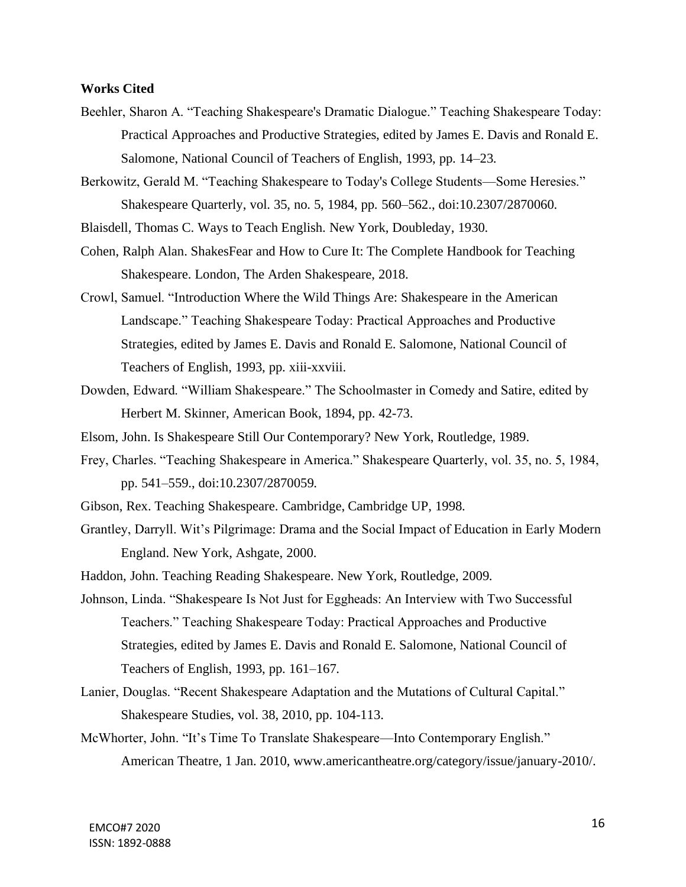**Works Cited**

Beehler, Sharon A. "Teaching Shakespeare's Dramatic Dialogue." Teaching Shakespeare Today: Practical Approaches and Productive Strategies, edited by James E. Davis and Ronald E. Salomone, National Council of Teachers of English, 1993, pp. 14–23.

Berkowitz, Gerald M. "Teaching Shakespeare to Today's College Students—Some Heresies." Shakespeare Quarterly, vol. 35, no. 5, 1984, pp. 560–562., doi:10.2307/2870060.

Blaisdell, Thomas C. Ways to Teach English. New York, Doubleday, 1930.

Cohen, Ralph Alan. ShakesFear and How to Cure It: The Complete Handbook for Teaching Shakespeare. London, The Arden Shakespeare, 2018.

Crowl, Samuel. "Introduction Where the Wild Things Are: Shakespeare in the American Landscape." Teaching Shakespeare Today: Practical Approaches and Productive Strategies, edited by James E. Davis and Ronald E. Salomone, National Council of Teachers of English, 1993, pp. xiii-xxviii.

Dowden, Edward. "William Shakespeare." The Schoolmaster in Comedy and Satire, edited by Herbert M. Skinner, American Book, 1894, pp. 42-73.

Elsom, John. Is Shakespeare Still Our Contemporary? New York, Routledge, 1989.

Frey, Charles. "Teaching Shakespeare in America." Shakespeare Quarterly, vol. 35, no. 5, 1984, pp. 541–559., doi:10.2307/2870059.

Gibson, Rex. Teaching Shakespeare. Cambridge, Cambridge UP, 1998.

Grantley, Darryll. Wit's Pilgrimage: Drama and the Social Impact of Education in Early Modern England. New York, Ashgate, 2000.

Haddon, John. Teaching Reading Shakespeare. New York, Routledge, 2009.

Johnson, Linda. "Shakespeare Is Not Just for Eggheads: An Interview with Two Successful Teachers." Teaching Shakespeare Today: Practical Approaches and Productive Strategies, edited by James E. Davis and Ronald E. Salomone, National Council of Teachers of English, 1993, pp. 161–167.

Lanier, Douglas. "Recent Shakespeare Adaptation and the Mutations of Cultural Capital." Shakespeare Studies, vol. 38, 2010, pp. 104-113.

McWhorter, John. "It's Time To Translate Shakespeare—Into Contemporary English." American Theatre, 1 Jan. 2010, www.americantheatre.org/category/issue/january-2010/.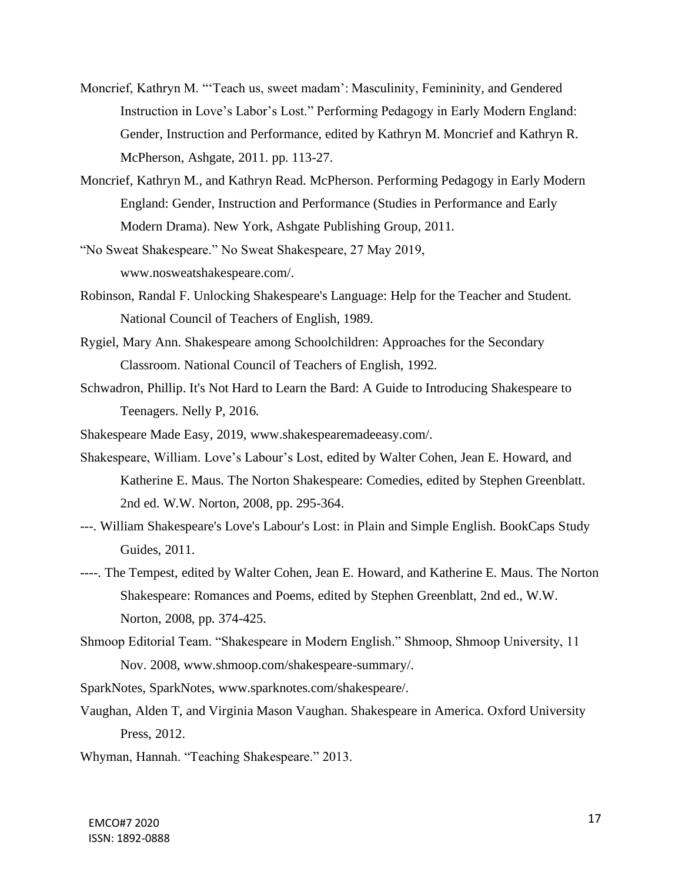Moncrief, Kathryn M. "'Teach us, sweet madam': Masculinity, Femininity, and Gendered Instruction in Love's Labor's Lost." Performing Pedagogy in Early Modern England: Gender, Instruction and Performance, edited by Kathryn M. Moncrief and Kathryn R. McPherson, Ashgate, 2011. pp. 113-27.

Moncrief, Kathryn M., and Kathryn Read. McPherson. Performing Pedagogy in Early Modern England: Gender, Instruction and Performance (Studies in Performance and Early Modern Drama). New York, Ashgate Publishing Group, 2011.

"No Sweat Shakespeare." No Sweat Shakespeare, 27 May 2019, www.nosweatshakespeare.com/.

Robinson, Randal F. Unlocking Shakespeare's Language: Help for the Teacher and Student. National Council of Teachers of English, 1989.

Rygiel, Mary Ann. Shakespeare among Schoolchildren: Approaches for the Secondary Classroom. National Council of Teachers of English, 1992.

Schwadron, Phillip. It's Not Hard to Learn the Bard: A Guide to Introducing Shakespeare to Teenagers. Nelly P, 2016.

Shakespeare Made Easy, 2019, www.shakespearemadeeasy.com/.

Shakespeare, William. Love's Labour's Lost, edited by Walter Cohen, Jean E. Howard, and Katherine E. Maus. The Norton Shakespeare: Comedies, edited by Stephen Greenblatt. 2nd ed. W.W. Norton, 2008, pp. 295-364.

---. William Shakespeare's Love's Labour's Lost: in Plain and Simple English. BookCaps Study Guides, 2011.

----. The Tempest, edited by Walter Cohen, Jean E. Howard, and Katherine E. Maus. The Norton Shakespeare: Romances and Poems, edited by Stephen Greenblatt, 2nd ed., W.W. Norton, 2008, pp. 374-425.

Shmoop Editorial Team. "Shakespeare in Modern English." Shmoop, Shmoop University, 11 Nov. 2008, www.shmoop.com/shakespeare-summary/.

SparkNotes, SparkNotes, www.sparknotes.com/shakespeare/.

Vaughan, Alden T, and Virginia Mason Vaughan. Shakespeare in America. Oxford University Press, 2012.

Whyman, Hannah. "Teaching Shakespeare." 2013.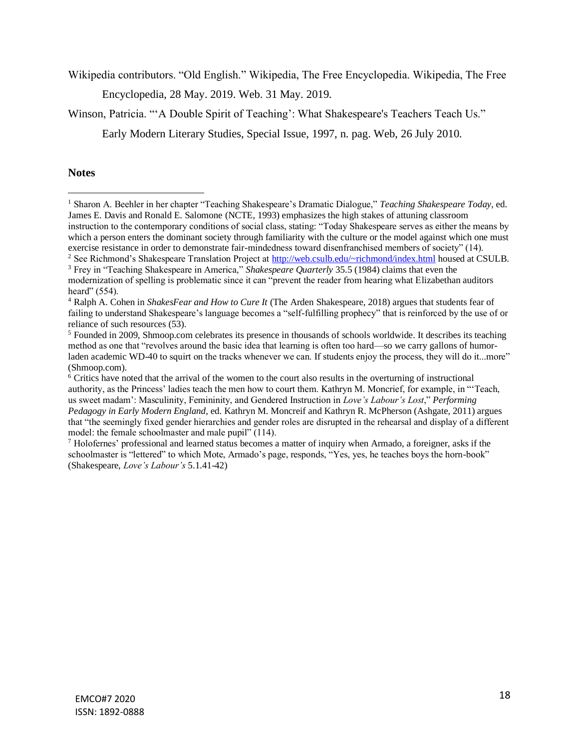Wikipedia contributors. "Old English." Wikipedia, The Free Encyclopedia. Wikipedia, The Free Encyclopedia, 28 May. 2019. Web. 31 May. 2019.

Winson, Patricia. "'A Double Spirit of Teaching': What Shakespeare's Teachers Teach Us." Early Modern Literary Studies, Special Issue, 1997, n. pag. Web, 26 July 2010.

**Notes**

[1] Sharon A. Beehler in her chapter "Teaching Shakespeare's Dramatic Dialogue," *Teaching Shakespeare Today*, ed. James E. Davis and Ronald E. Salomone (NCTE, 1993) emphasizes the high stakes of attuning classroom instruction to the contemporary conditions of social class, stating: "Today Shakespeare serves as either the means by which a person enters the dominant society through familiarity with the culture or the model against which one must exercise resistance in order to demonstrate fair-mindedness toward disenfranchised members of society" (14).

[2] See Richmond's Shakespeare Translation Project at http://web.csulb.edu/~richmond/index.html housed at CSULB.

[3] Frey in "Teaching Shakespeare in America," *Shakespeare Quarterly* 35.5 (1984) claims that even the modernization of spelling is problematic since it can "prevent the reader from hearing what Elizabethan auditors heard" (554).

[4] Ralph A. Cohen in *ShakesFear and How to Cure It* (The Arden Shakespeare, 2018) argues that students fear of failing to understand Shakespeare's language becomes a "self-fulfilling prophecy" that is reinforced by the use of or reliance of such resources (53).

[5] Founded in 2009, Shmoop.com celebrates its presence in thousands of schools worldwide. It describes its teaching method as one that "revolves around the basic idea that learning is often too hard—so we carry gallons of humor-laden academic WD-40 to squirt on the tracks whenever we can. If students enjoy the process, they will do it...more" (Shmoop.com).

[6] Critics have noted that the arrival of the women to the court also results in the overturning of instructional authority, as the Princess' ladies teach the men how to court them. Kathryn M. Moncrief, for example, in "'Teach, us sweet madam': Masculinity, Femininity, and Gendered Instruction in *Love's Labour's Lost*," *Performing Pedagogy in Early Modern England*, ed. Kathryn M. Moncreif and Kathryn R. McPherson (Ashgate, 2011) argues that "the seemingly fixed gender hierarchies and gender roles are disrupted in the rehearsal and display of a different model: the female schoolmaster and male pupil" (114).

[7] Holofernes' professional and learned status becomes a matter of inquiry when Armado, a foreigner, asks if the schoolmaster is "lettered" to which Mote, Armado's page, responds, "Yes, yes, he teaches boys the horn-book" (Shakespeare, *Love's Labour's* 5.1.41-42)